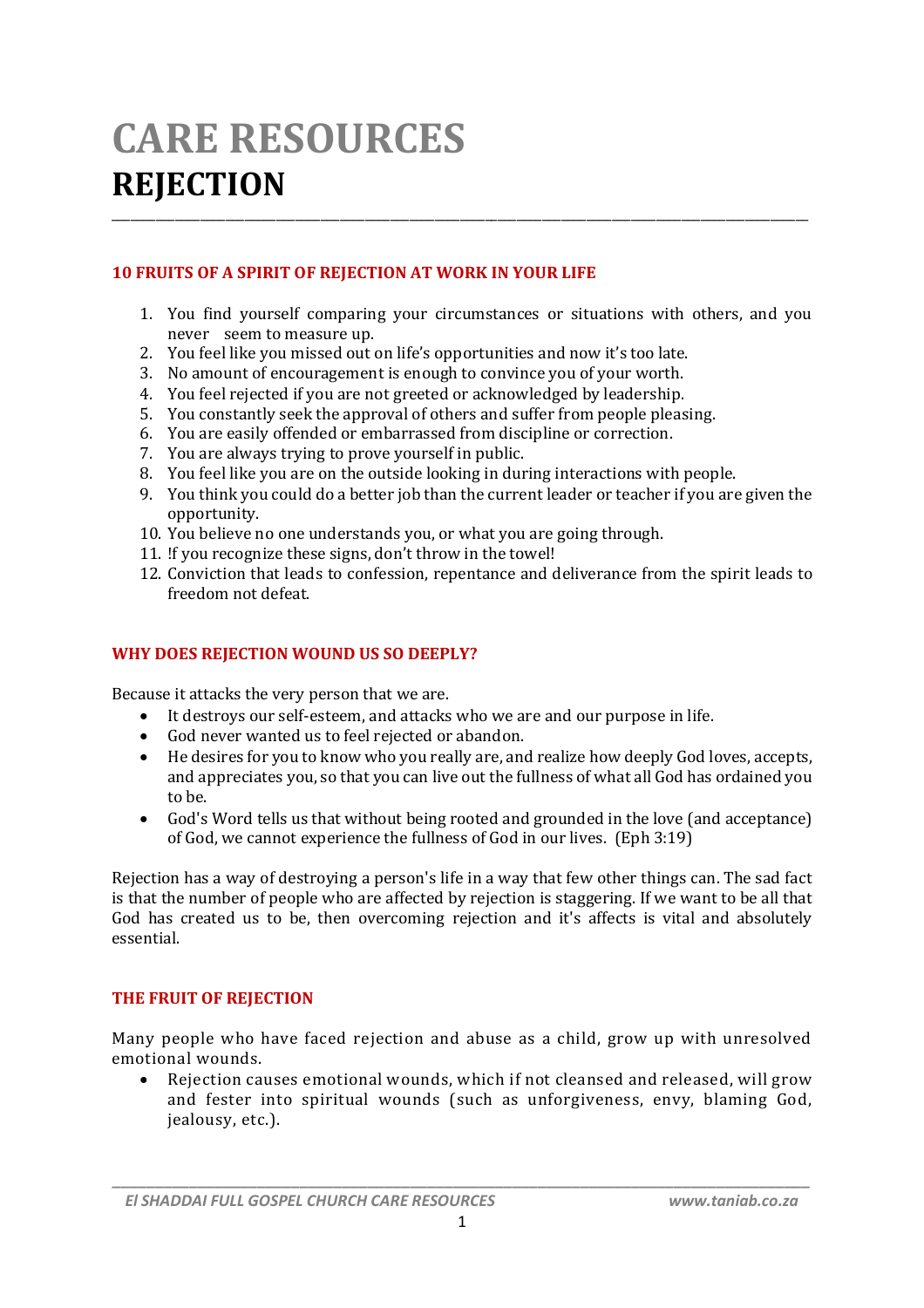# CARE RESOURCES
# REJECTION

## 10 FRUITS OF A SPIRIT OF REJECTION AT WORK IN YOUR LIFE

1. You find yourself comparing your circumstances or situations with others, and you never seem to measure up.
2. You feel like you missed out on life's opportunities and now it's too late.
3. No amount of encouragement is enough to convince you of your worth.
4. You feel rejected if you are not greeted or acknowledged by leadership.
5. You constantly seek the approval of others and suffer from people pleasing.
6. You are easily offended or embarrassed from discipline or correction.
7. You are always trying to prove yourself in public.
8. You feel like you are on the outside looking in during interactions with people.
9. You think you could do a better job than the current leader or teacher if you are given the opportunity.
10. You believe no one understands you, or what you are going through.
11. !f you recognize these signs, don't throw in the towel!
12. Conviction that leads to confession, repentance and deliverance from the spirit leads to freedom not defeat.

## WHY DOES REJECTION WOUND US SO DEEPLY?

Because it attacks the very person that we are.

- It destroys our self-esteem, and attacks who we are and our purpose in life.
- God never wanted us to feel rejected or abandon.
- He desires for you to know who you really are, and realize how deeply God loves, accepts, and appreciates you, so that you can live out the fullness of what all God has ordained you to be.
- God's Word tells us that without being rooted and grounded in the love (and acceptance) of God, we cannot experience the fullness of God in our lives. (Eph 3:19)

Rejection has a way of destroying a person's life in a way that few other things can. The sad fact is that the number of people who are affected by rejection is staggering. If we want to be all that God has created us to be, then overcoming rejection and it's affects is vital and absolutely essential.

## THE FRUIT OF REJECTION

Many people who have faced rejection and abuse as a child, grow up with unresolved emotional wounds.

- Rejection causes emotional wounds, which if not cleansed and released, will grow and fester into spiritual wounds (such as unforgiveness, envy, blaming God, jealousy, etc.).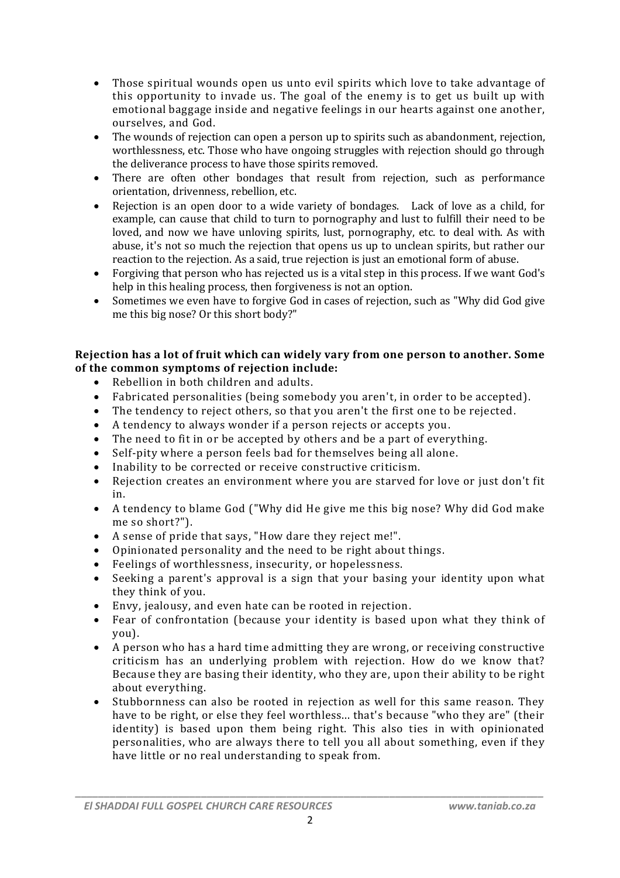- Those spiritual wounds open us unto evil spirits which love to take advantage of this opportunity to invade us. The goal of the enemy is to get us built up with emotional baggage inside and negative feelings in our hearts against one another, ourselves, and God.
- The wounds of rejection can open a person up to spirits such as abandonment, rejection, worthlessness, etc. Those who have ongoing struggles with rejection should go through the deliverance process to have those spirits removed.
- There are often other bondages that result from rejection, such as performance orientation, drivenness, rebellion, etc.
- Rejection is an open door to a wide variety of bondages. Lack of love as a child, for example, can cause that child to turn to pornography and lust to fulfill their need to be loved, and now we have unloving spirits, lust, pornography, etc. to deal with. As with abuse, it's not so much the rejection that opens us up to unclean spirits, but rather our reaction to the rejection. As a said, true rejection is just an emotional form of abuse.
- Forgiving that person who has rejected us is a vital step in this process. If we want God's help in this healing process, then forgiveness is not an option.
- Sometimes we even have to forgive God in cases of rejection, such as "Why did God give me this big nose? Or this short body?"

**Rejection has a lot of fruit which can widely vary from one person to another. Some of the common symptoms of rejection include:**

- Rebellion in both children and adults.
- Fabricated personalities (being somebody you aren't, in order to be accepted).
- The tendency to reject others, so that you aren't the first one to be rejected.
- A tendency to always wonder if a person rejects or accepts you.
- The need to fit in or be accepted by others and be a part of everything.
- Self-pity where a person feels bad for themselves being all alone.
- Inability to be corrected or receive constructive criticism.
- Rejection creates an environment where you are starved for love or just don't fit in.
- A tendency to blame God ("Why did He give me this big nose? Why did God make me so short?").
- A sense of pride that says, "How dare they reject me!".
- Opinionated personality and the need to be right about things.
- Feelings of worthlessness, insecurity, or hopelessness.
- Seeking a parent's approval is a sign that your basing your identity upon what they think of you.
- Envy, jealousy, and even hate can be rooted in rejection.
- Fear of confrontation (because your identity is based upon what they think of you).
- A person who has a hard time admitting they are wrong, or receiving constructive criticism has an underlying problem with rejection. How do we know that? Because they are basing their identity, who they are, upon their ability to be right about everything.
- Stubbornness can also be rooted in rejection as well for this same reason. They have to be right, or else they feel worthless... that's because "who they are" (their identity) is based upon them being right. This also ties in with opinionated personalities, who are always there to tell you all about something, even if they have little or no real understanding to speak from.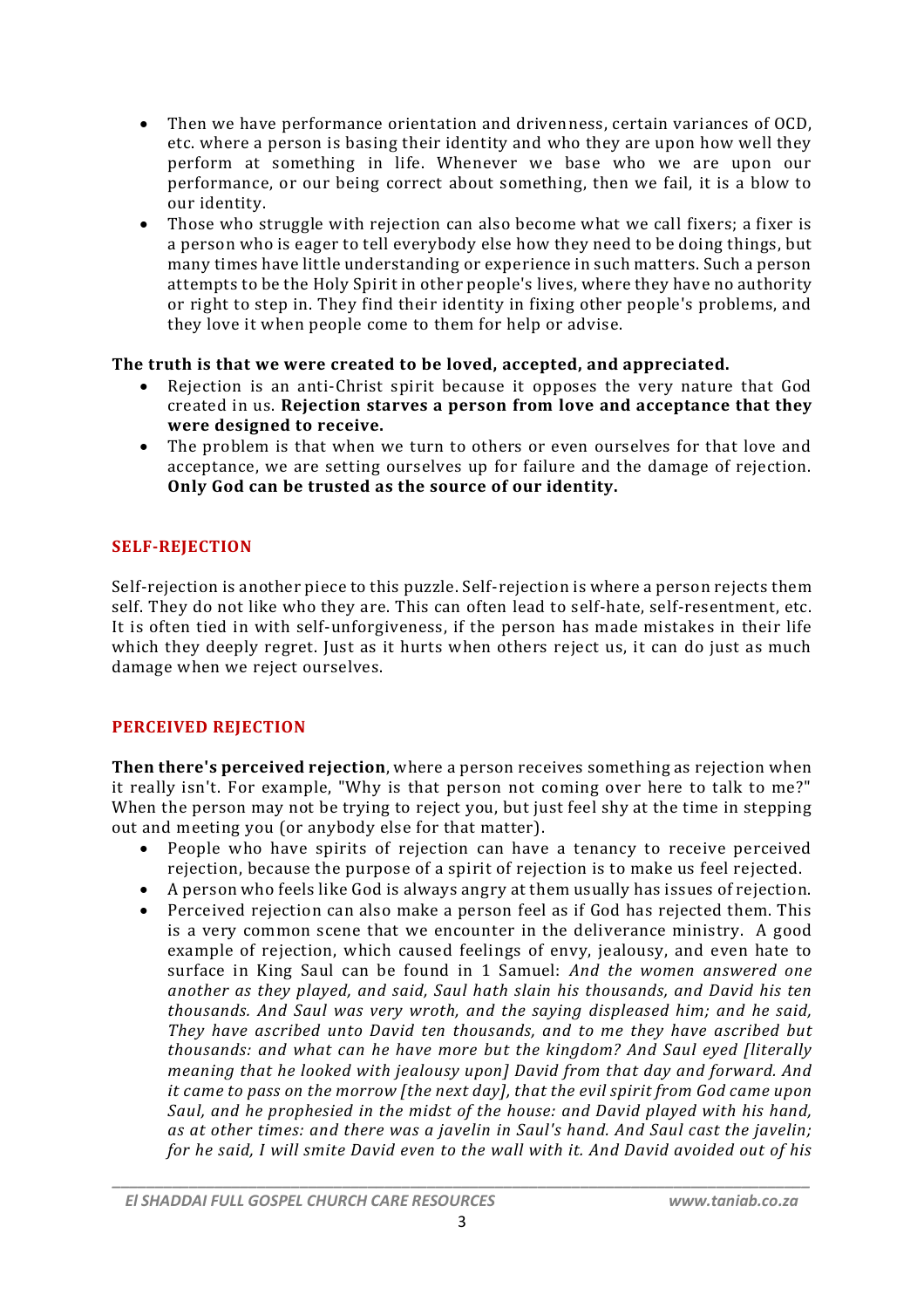- Then we have performance orientation and drivenness, certain variances of OCD, etc. where a person is basing their identity and who they are upon how well they perform at something in life. Whenever we base who we are upon our performance, or our being correct about something, then we fail, it is a blow to our identity.
- Those who struggle with rejection can also become what we call fixers; a fixer is a person who is eager to tell everybody else how they need to be doing things, but many times have little understanding or experience in such matters. Such a person attempts to be the Holy Spirit in other people's lives, where they have no authority or right to step in. They find their identity in fixing other people's problems, and they love it when people come to them for help or advise.

**The truth is that we were created to be loved, accepted, and appreciated.**

- Rejection is an anti-Christ spirit because it opposes the very nature that God created in us. **Rejection starves a person from love and acceptance that they were designed to receive.**
- The problem is that when we turn to others or even ourselves for that love and acceptance, we are setting ourselves up for failure and the damage of rejection. **Only God can be trusted as the source of our identity.**

## SELF-REJECTION

Self-rejection is another piece to this puzzle. Self-rejection is where a person rejects them self. They do not like who they are. This can often lead to self-hate, self-resentment, etc. It is often tied in with self-unforgiveness, if the person has made mistakes in their life which they deeply regret. Just as it hurts when others reject us, it can do just as much damage when we reject ourselves.

## PERCEIVED REJECTION

**Then there's perceived rejection**, where a person receives something as rejection when it really isn't. For example, "Why is that person not coming over here to talk to me?" When the person may not be trying to reject you, but just feel shy at the time in stepping out and meeting you (or anybody else for that matter).

- People who have spirits of rejection can have a tenancy to receive perceived rejection, because the purpose of a spirit of rejection is to make us feel rejected.
- A person who feels like God is always angry at them usually has issues of rejection.
- Perceived rejection can also make a person feel as if God has rejected them. This is a very common scene that we encounter in the deliverance ministry. A good example of rejection, which caused feelings of envy, jealousy, and even hate to surface in King Saul can be found in 1 Samuel: *And the women answered one another as they played, and said, Saul hath slain his thousands, and David his ten thousands. And Saul was very wroth, and the saying displeased him; and he said, They have ascribed unto David ten thousands, and to me they have ascribed but thousands: and what can he have more but the kingdom? And Saul eyed [literally meaning that he looked with jealousy upon] David from that day and forward. And it came to pass on the morrow [the next day], that the evil spirit from God came upon Saul, and he prophesied in the midst of the house: and David played with his hand, as at other times: and there was a javelin in Saul's hand. And Saul cast the javelin; for he said, I will smite David even to the wall with it. And David avoided out of his*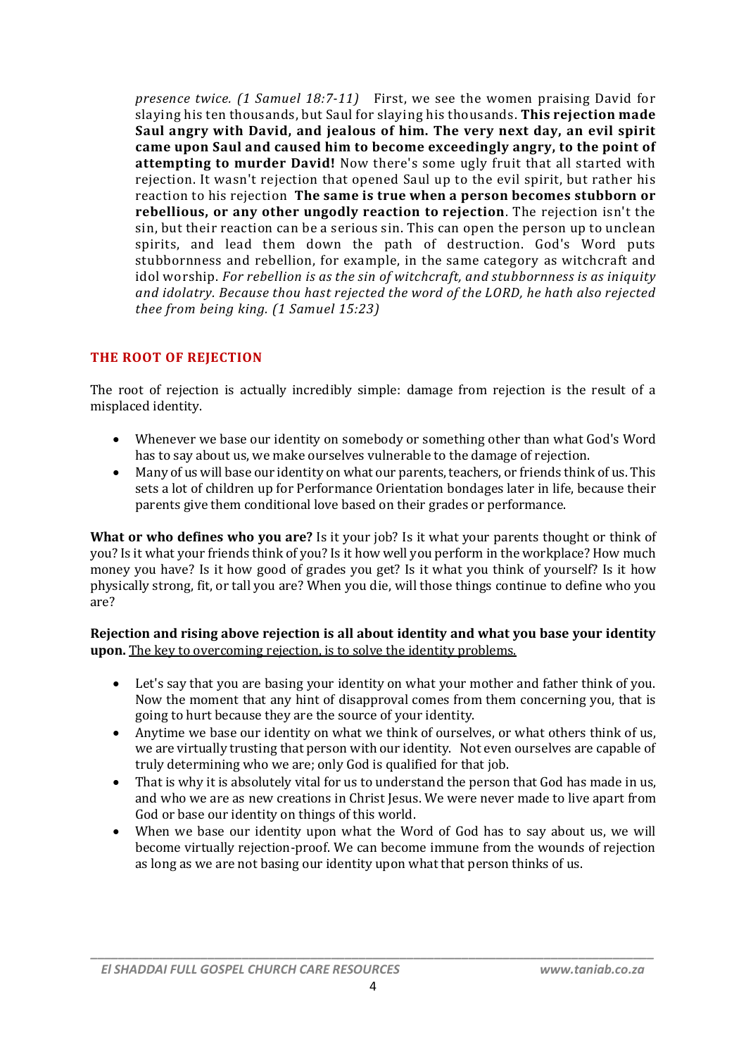*presence twice. (1 Samuel 18:7-11)* First, we see the women praising David for slaying his ten thousands, but Saul for slaying his thousands. **This rejection made Saul angry with David, and jealous of him. The very next day, an evil spirit came upon Saul and caused him to become exceedingly angry, to the point of attempting to murder David!** Now there's some ugly fruit that all started with rejection. It wasn't rejection that opened Saul up to the evil spirit, but rather his reaction to his rejection **The same is true when a person becomes stubborn or rebellious, or any other ungodly reaction to rejection**. The rejection isn't the sin, but their reaction can be a serious sin. This can open the person up to unclean spirits, and lead them down the path of destruction. God's Word puts stubbornness and rebellion, for example, in the same category as witchcraft and idol worship. *For rebellion is as the sin of witchcraft, and stubbornness is as iniquity and idolatry. Because thou hast rejected the word of the LORD, he hath also rejected thee from being king. (1 Samuel 15:23)*

## THE ROOT OF REJECTION

The root of rejection is actually incredibly simple: damage from rejection is the result of a misplaced identity.

- Whenever we base our identity on somebody or something other than what God's Word has to say about us, we make ourselves vulnerable to the damage of rejection.
- Many of us will base our identity on what our parents, teachers, or friends think of us. This sets a lot of children up for Performance Orientation bondages later in life, because their parents give them conditional love based on their grades or performance.

**What or who defines who you are?** Is it your job? Is it what your parents thought or think of you? Is it what your friends think of you? Is it how well you perform in the workplace? How much money you have? Is it how good of grades you get? Is it what you think of yourself? Is it how physically strong, fit, or tall you are? When you die, will those things continue to define who you are?

**Rejection and rising above rejection is all about identity and what you base your identity upon.** <u>The key to overcoming rejection, is to solve the identity problems.</u>

- Let's say that you are basing your identity on what your mother and father think of you. Now the moment that any hint of disapproval comes from them concerning you, that is going to hurt because they are the source of your identity.
- Anytime we base our identity on what we think of ourselves, or what others think of us, we are virtually trusting that person with our identity. Not even ourselves are capable of truly determining who we are; only God is qualified for that job.
- That is why it is absolutely vital for us to understand the person that God has made in us, and who we are as new creations in Christ Jesus. We were never made to live apart from God or base our identity on things of this world.
- When we base our identity upon what the Word of God has to say about us, we will become virtually rejection-proof. We can become immune from the wounds of rejection as long as we are not basing our identity upon what that person thinks of us.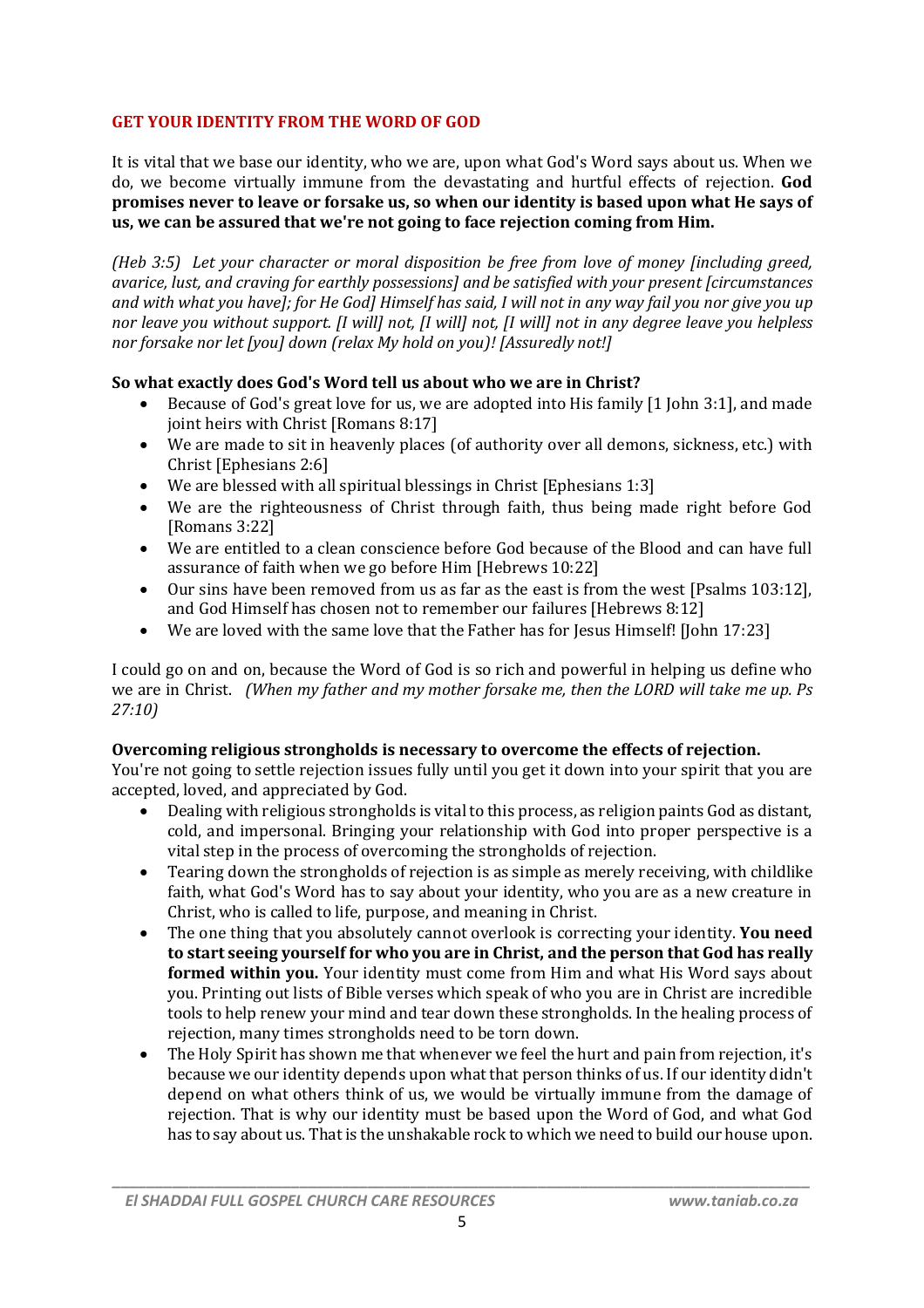## GET YOUR IDENTITY FROM THE WORD OF GOD

It is vital that we base our identity, who we are, upon what God's Word says about us. When we do, we become virtually immune from the devastating and hurtful effects of rejection. **God promises never to leave or forsake us, so when our identity is based upon what He says of us, we can be assured that we're not going to face rejection coming from Him.**

*(Heb 3:5) Let your character or moral disposition be free from love of money [including greed, avarice, lust, and craving for earthly possessions] and be satisfied with your present [circumstances and with what you have]; for He God] Himself has said, I will not in any way fail you nor give you up nor leave you without support. [I will] not, [I will] not, [I will] not in any degree leave you helpless nor forsake nor let [you] down (relax My hold on you)! [Assuredly not!]*

**So what exactly does God's Word tell us about who we are in Christ?**

- Because of God's great love for us, we are adopted into His family [1 John 3:1], and made joint heirs with Christ [Romans 8:17]
- We are made to sit in heavenly places (of authority over all demons, sickness, etc.) with Christ [Ephesians 2:6]
- We are blessed with all spiritual blessings in Christ [Ephesians 1:3]
- We are the righteousness of Christ through faith, thus being made right before God [Romans 3:22]
- We are entitled to a clean conscience before God because of the Blood and can have full assurance of faith when we go before Him [Hebrews 10:22]
- Our sins have been removed from us as far as the east is from the west [Psalms 103:12], and God Himself has chosen not to remember our failures [Hebrews 8:12]
- We are loved with the same love that the Father has for Jesus Himself! [John 17:23]

I could go on and on, because the Word of God is so rich and powerful in helping us define who we are in Christ. *(When my father and my mother forsake me, then the LORD will take me up. Ps 27:10)*

**Overcoming religious strongholds is necessary to overcome the effects of rejection.**
You're not going to settle rejection issues fully until you get it down into your spirit that you are accepted, loved, and appreciated by God.

- Dealing with religious strongholds is vital to this process, as religion paints God as distant, cold, and impersonal. Bringing your relationship with God into proper perspective is a vital step in the process of overcoming the strongholds of rejection.
- Tearing down the strongholds of rejection is as simple as merely receiving, with childlike faith, what God's Word has to say about your identity, who you are as a new creature in Christ, who is called to life, purpose, and meaning in Christ.
- The one thing that you absolutely cannot overlook is correcting your identity. **You need to start seeing yourself for who you are in Christ, and the person that God has really formed within you.** Your identity must come from Him and what His Word says about you. Printing out lists of Bible verses which speak of who you are in Christ are incredible tools to help renew your mind and tear down these strongholds. In the healing process of rejection, many times strongholds need to be torn down.
- The Holy Spirit has shown me that whenever we feel the hurt and pain from rejection, it's because we our identity depends upon what that person thinks of us. If our identity didn't depend on what others think of us, we would be virtually immune from the damage of rejection. That is why our identity must be based upon the Word of God, and what God has to say about us. That is the unshakable rock to which we need to build our house upon.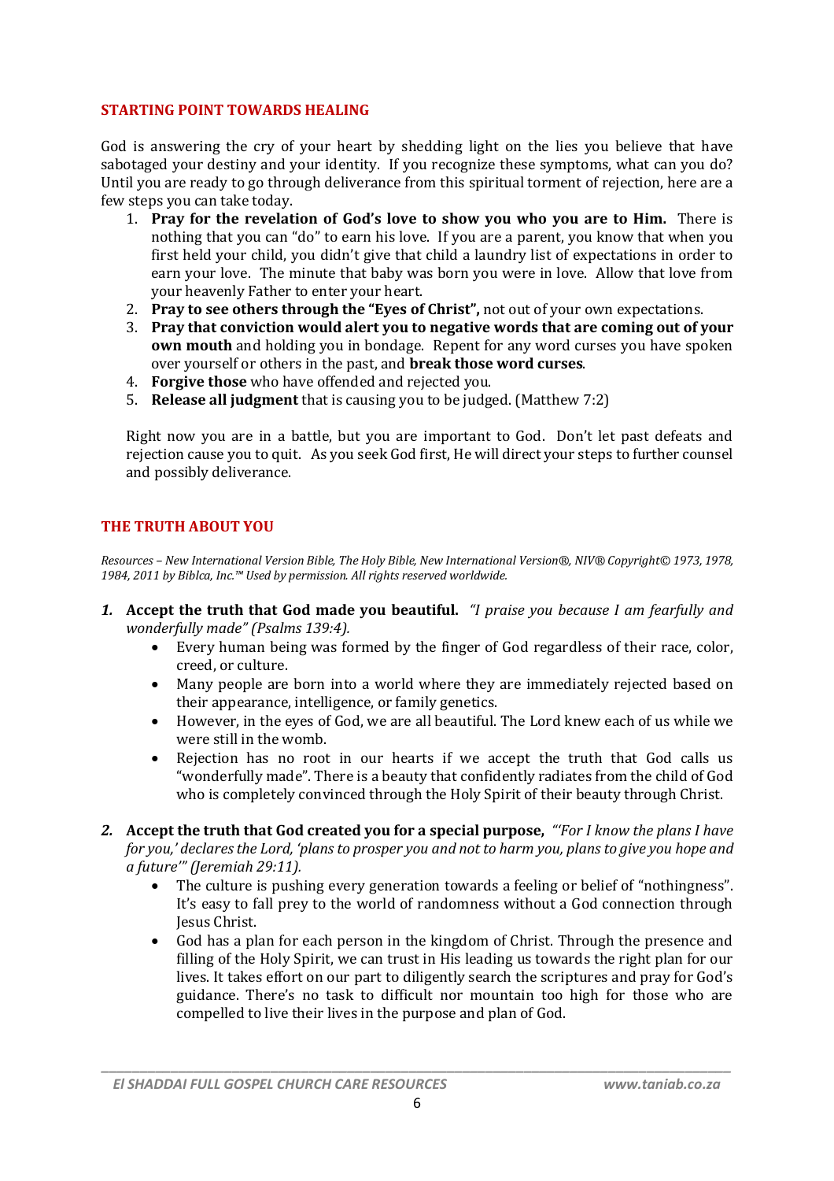## STARTING POINT TOWARDS HEALING

God is answering the cry of your heart by shedding light on the lies you believe that have sabotaged your destiny and your identity. If you recognize these symptoms, what can you do? Until you are ready to go through deliverance from this spiritual torment of rejection, here are a few steps you can take today.

1. **Pray for the revelation of God's love to show you who you are to Him.** There is nothing that you can "do" to earn his love. If you are a parent, you know that when you first held your child, you didn't give that child a laundry list of expectations in order to earn your love. The minute that baby was born you were in love. Allow that love from your heavenly Father to enter your heart.
2. **Pray to see others through the "Eyes of Christ",** not out of your own expectations.
3. **Pray that conviction would alert you to negative words that are coming out of your own mouth** and holding you in bondage. Repent for any word curses you have spoken over yourself or others in the past, and **break those word curses**.
4. **Forgive those** who have offended and rejected you.
5. **Release all judgment** that is causing you to be judged. (Matthew 7:2)

Right now you are in a battle, but you are important to God. Don't let past defeats and rejection cause you to quit. As you seek God first, He will direct your steps to further counsel and possibly deliverance.

## THE TRUTH ABOUT YOU

*Resources – New International Version Bible, The Holy Bible, New International Version®, NIV® Copyright© 1973, 1978, 1984, 2011 by Biblca, Inc.™ Used by permission. All rights reserved worldwide.*

***1.*** **Accept the truth that God made you beautiful.** *"I praise you because I am fearfully and wonderfully made" (Psalms 139:4).*
   - Every human being was formed by the finger of God regardless of their race, color, creed, or culture.
   - Many people are born into a world where they are immediately rejected based on their appearance, intelligence, or family genetics.
   - However, in the eyes of God, we are all beautiful. The Lord knew each of us while we were still in the womb.
   - Rejection has no root in our hearts if we accept the truth that God calls us "wonderfully made". There is a beauty that confidently radiates from the child of God who is completely convinced through the Holy Spirit of their beauty through Christ.

***2.*** **Accept the truth that God created you for a special purpose,** *"'For I know the plans I have for you,' declares the Lord, 'plans to prosper you and not to harm you, plans to give you hope and a future'" (Jeremiah 29:11).*
   - The culture is pushing every generation towards a feeling or belief of "nothingness". It's easy to fall prey to the world of randomness without a God connection through Jesus Christ.
   - God has a plan for each person in the kingdom of Christ. Through the presence and filling of the Holy Spirit, we can trust in His leading us towards the right plan for our lives. It takes effort on our part to diligently search the scriptures and pray for God's guidance. There's no task to difficult nor mountain too high for those who are compelled to live their lives in the purpose and plan of God.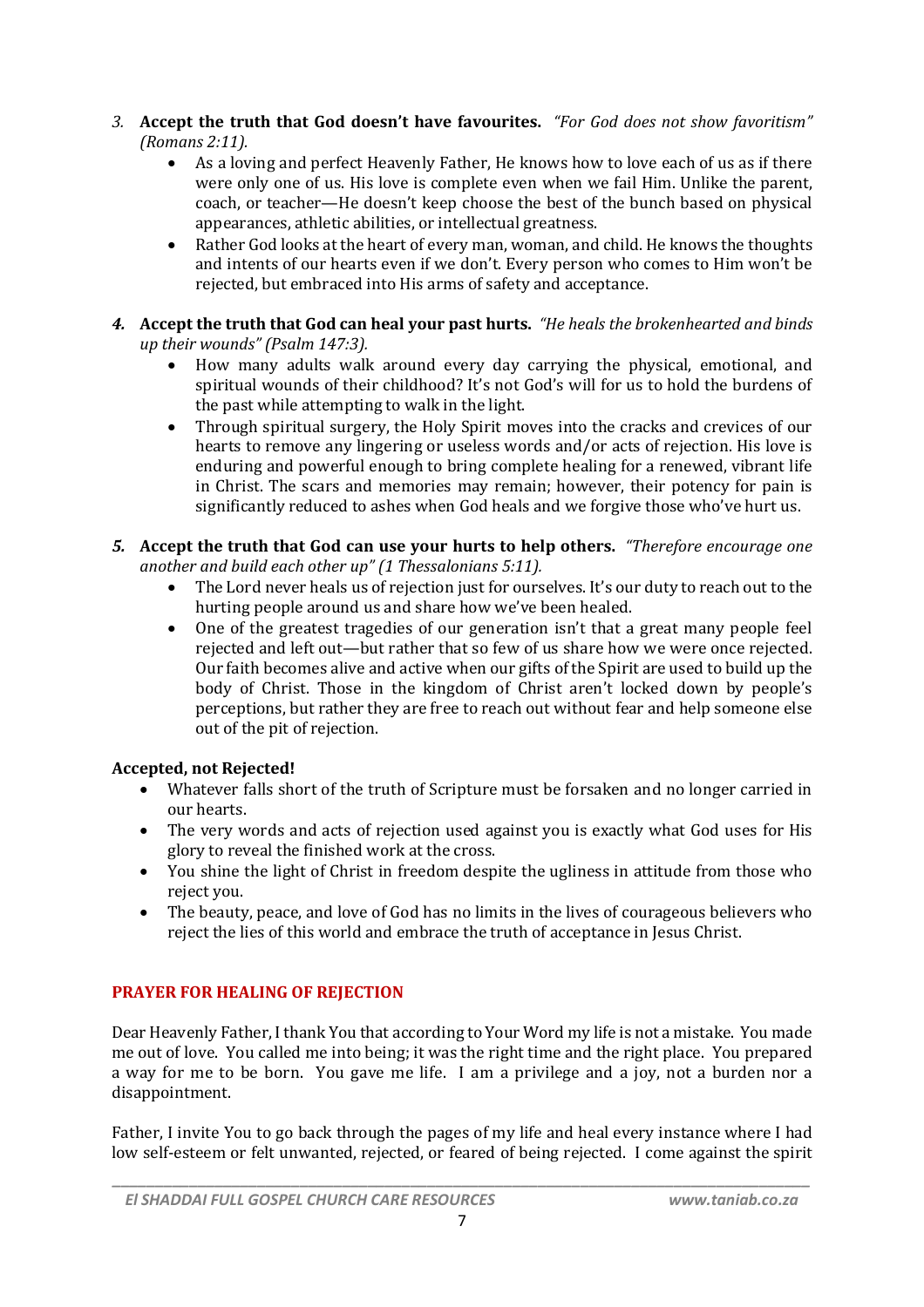3. **Accept the truth that God doesn't have favourites.** *"For God does not show favoritism" (Romans 2:11).*
    - As a loving and perfect Heavenly Father, He knows how to love each of us as if there were only one of us. His love is complete even when we fail Him. Unlike the parent, coach, or teacher—He doesn't keep choose the best of the bunch based on physical appearances, athletic abilities, or intellectual greatness.
    - Rather God looks at the heart of every man, woman, and child. He knows the thoughts and intents of our hearts even if we don't. Every person who comes to Him won't be rejected, but embraced into His arms of safety and acceptance.

4. **Accept the truth that God can heal your past hurts.** *"He heals the brokenhearted and binds up their wounds" (Psalm 147:3).*
    - How many adults walk around every day carrying the physical, emotional, and spiritual wounds of their childhood? It's not God's will for us to hold the burdens of the past while attempting to walk in the light.
    - Through spiritual surgery, the Holy Spirit moves into the cracks and crevices of our hearts to remove any lingering or useless words and/or acts of rejection. His love is enduring and powerful enough to bring complete healing for a renewed, vibrant life in Christ. The scars and memories may remain; however, their potency for pain is significantly reduced to ashes when God heals and we forgive those who've hurt us.

5. **Accept the truth that God can use your hurts to help others.** *"Therefore encourage one another and build each other up" (1 Thessalonians 5:11).*
    - The Lord never heals us of rejection just for ourselves. It's our duty to reach out to the hurting people around us and share how we've been healed.
    - One of the greatest tragedies of our generation isn't that a great many people feel rejected and left out—but rather that so few of us share how we were once rejected. Our faith becomes alive and active when our gifts of the Spirit are used to build up the body of Christ. Those in the kingdom of Christ aren't locked down by people's perceptions, but rather they are free to reach out without fear and help someone else out of the pit of rejection.

**Accepted, not Rejected!**

- Whatever falls short of the truth of Scripture must be forsaken and no longer carried in our hearts.
- The very words and acts of rejection used against you is exactly what God uses for His glory to reveal the finished work at the cross.
- You shine the light of Christ in freedom despite the ugliness in attitude from those who reject you.
- The beauty, peace, and love of God has no limits in the lives of courageous believers who reject the lies of this world and embrace the truth of acceptance in Jesus Christ.

## PRAYER FOR HEALING OF REJECTION

Dear Heavenly Father, I thank You that according to Your Word my life is not a mistake. You made me out of love. You called me into being; it was the right time and the right place. You prepared a way for me to be born. You gave me life. I am a privilege and a joy, not a burden nor a disappointment.

Father, I invite You to go back through the pages of my life and heal every instance where I had low self-esteem or felt unwanted, rejected, or feared of being rejected. I come against the spirit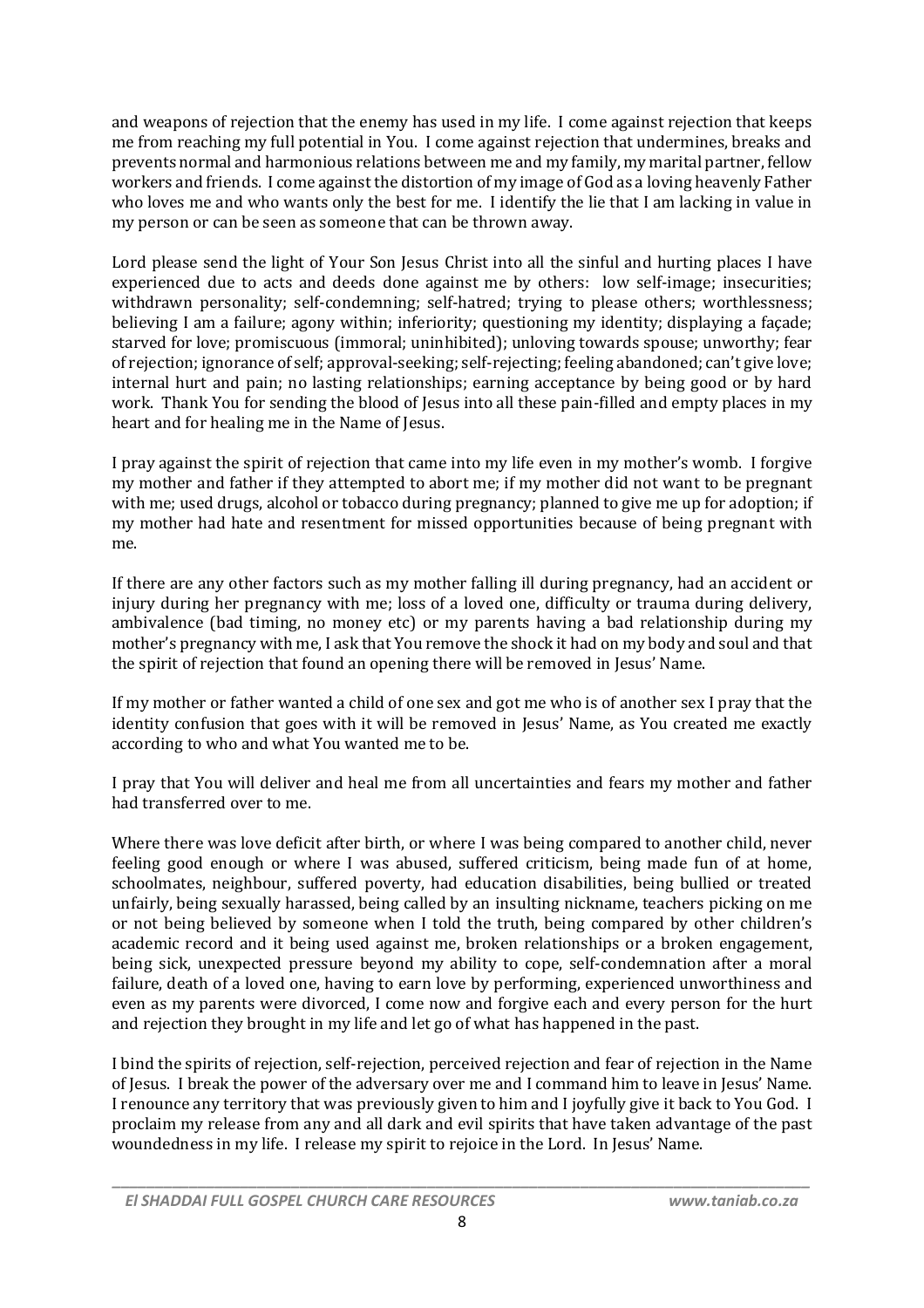and weapons of rejection that the enemy has used in my life. I come against rejection that keeps me from reaching my full potential in You. I come against rejection that undermines, breaks and prevents normal and harmonious relations between me and my family, my marital partner, fellow workers and friends. I come against the distortion of my image of God as a loving heavenly Father who loves me and who wants only the best for me. I identify the lie that I am lacking in value in my person or can be seen as someone that can be thrown away.

Lord please send the light of Your Son Jesus Christ into all the sinful and hurting places I have experienced due to acts and deeds done against me by others: low self-image; insecurities; withdrawn personality; self-condemning; self-hatred; trying to please others; worthlessness; believing I am a failure; agony within; inferiority; questioning my identity; displaying a façade; starved for love; promiscuous (immoral; uninhibited); unloving towards spouse; unworthy; fear of rejection; ignorance of self; approval-seeking; self-rejecting; feeling abandoned; can't give love; internal hurt and pain; no lasting relationships; earning acceptance by being good or by hard work. Thank You for sending the blood of Jesus into all these pain-filled and empty places in my heart and for healing me in the Name of Jesus.

I pray against the spirit of rejection that came into my life even in my mother's womb. I forgive my mother and father if they attempted to abort me; if my mother did not want to be pregnant with me; used drugs, alcohol or tobacco during pregnancy; planned to give me up for adoption; if my mother had hate and resentment for missed opportunities because of being pregnant with me.

If there are any other factors such as my mother falling ill during pregnancy, had an accident or injury during her pregnancy with me; loss of a loved one, difficulty or trauma during delivery, ambivalence (bad timing, no money etc) or my parents having a bad relationship during my mother's pregnancy with me, I ask that You remove the shock it had on my body and soul and that the spirit of rejection that found an opening there will be removed in Jesus' Name.

If my mother or father wanted a child of one sex and got me who is of another sex I pray that the identity confusion that goes with it will be removed in Jesus' Name, as You created me exactly according to who and what You wanted me to be.

I pray that You will deliver and heal me from all uncertainties and fears my mother and father had transferred over to me.

Where there was love deficit after birth, or where I was being compared to another child, never feeling good enough or where I was abused, suffered criticism, being made fun of at home, schoolmates, neighbour, suffered poverty, had education disabilities, being bullied or treated unfairly, being sexually harassed, being called by an insulting nickname, teachers picking on me or not being believed by someone when I told the truth, being compared by other children's academic record and it being used against me, broken relationships or a broken engagement, being sick, unexpected pressure beyond my ability to cope, self-condemnation after a moral failure, death of a loved one, having to earn love by performing, experienced unworthiness and even as my parents were divorced, I come now and forgive each and every person for the hurt and rejection they brought in my life and let go of what has happened in the past.

I bind the spirits of rejection, self-rejection, perceived rejection and fear of rejection in the Name of Jesus. I break the power of the adversary over me and I command him to leave in Jesus' Name. I renounce any territory that was previously given to him and I joyfully give it back to You God. I proclaim my release from any and all dark and evil spirits that have taken advantage of the past woundedness in my life. I release my spirit to rejoice in the Lord. In Jesus' Name.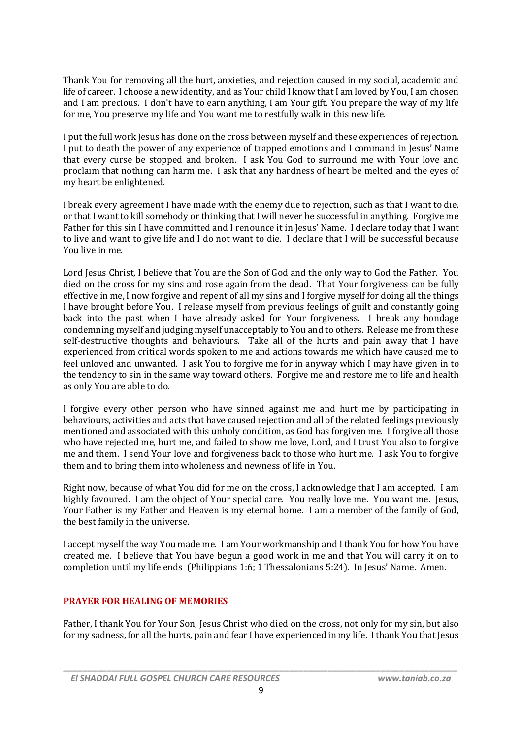Thank You for removing all the hurt, anxieties, and rejection caused in my social, academic and life of career. I choose a new identity, and as Your child I know that I am loved by You, I am chosen and I am precious. I don't have to earn anything, I am Your gift. You prepare the way of my life for me, You preserve my life and You want me to restfully walk in this new life.

I put the full work Jesus has done on the cross between myself and these experiences of rejection. I put to death the power of any experience of trapped emotions and I command in Jesus' Name that every curse be stopped and broken. I ask You God to surround me with Your love and proclaim that nothing can harm me. I ask that any hardness of heart be melted and the eyes of my heart be enlightened.

I break every agreement I have made with the enemy due to rejection, such as that I want to die, or that I want to kill somebody or thinking that I will never be successful in anything. Forgive me Father for this sin I have committed and I renounce it in Jesus' Name. I declare today that I want to live and want to give life and I do not want to die. I declare that I will be successful because You live in me.

Lord Jesus Christ, I believe that You are the Son of God and the only way to God the Father. You died on the cross for my sins and rose again from the dead. That Your forgiveness can be fully effective in me, I now forgive and repent of all my sins and I forgive myself for doing all the things I have brought before You. I release myself from previous feelings of guilt and constantly going back into the past when I have already asked for Your forgiveness. I break any bondage condemning myself and judging myself unacceptably to You and to others. Release me from these self-destructive thoughts and behaviours. Take all of the hurts and pain away that I have experienced from critical words spoken to me and actions towards me which have caused me to feel unloved and unwanted. I ask You to forgive me for in anyway which I may have given in to the tendency to sin in the same way toward others. Forgive me and restore me to life and health as only You are able to do.

I forgive every other person who have sinned against me and hurt me by participating in behaviours, activities and acts that have caused rejection and all of the related feelings previously mentioned and associated with this unholy condition, as God has forgiven me. I forgive all those who have rejected me, hurt me, and failed to show me love, Lord, and I trust You also to forgive me and them. I send Your love and forgiveness back to those who hurt me. I ask You to forgive them and to bring them into wholeness and newness of life in You.

Right now, because of what You did for me on the cross, I acknowledge that I am accepted. I am highly favoured. I am the object of Your special care. You really love me. You want me. Jesus, Your Father is my Father and Heaven is my eternal home. I am a member of the family of God, the best family in the universe.

I accept myself the way You made me. I am Your workmanship and I thank You for how You have created me. I believe that You have begun a good work in me and that You will carry it on to completion until my life ends (Philippians 1:6; 1 Thessalonians 5:24). In Jesus' Name. Amen.

## PRAYER FOR HEALING OF MEMORIES

Father, I thank You for Your Son, Jesus Christ who died on the cross, not only for my sin, but also for my sadness, for all the hurts, pain and fear I have experienced in my life. I thank You that Jesus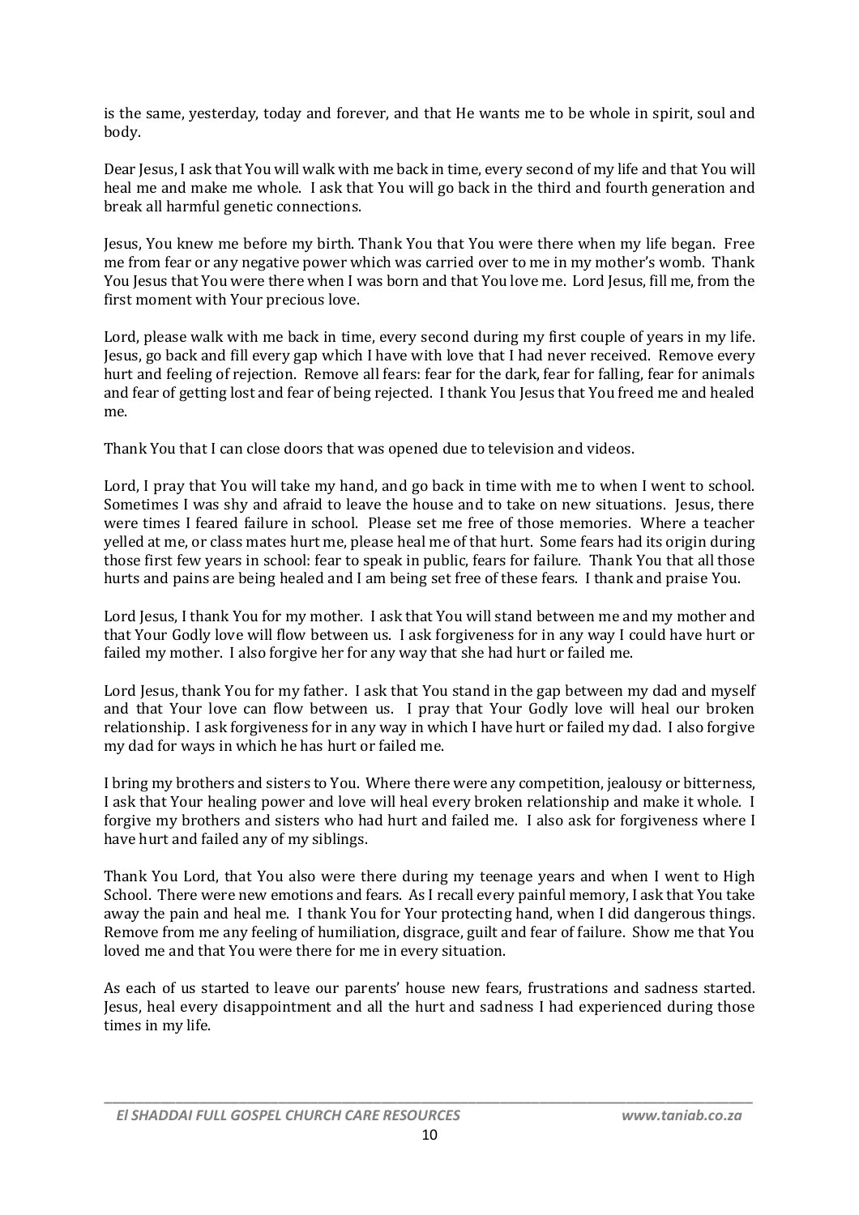is the same, yesterday, today and forever, and that He wants me to be whole in spirit, soul and body.

Dear Jesus, I ask that You will walk with me back in time, every second of my life and that You will heal me and make me whole. I ask that You will go back in the third and fourth generation and break all harmful genetic connections.

Jesus, You knew me before my birth. Thank You that You were there when my life began. Free me from fear or any negative power which was carried over to me in my mother's womb. Thank You Jesus that You were there when I was born and that You love me. Lord Jesus, fill me, from the first moment with Your precious love.

Lord, please walk with me back in time, every second during my first couple of years in my life. Jesus, go back and fill every gap which I have with love that I had never received. Remove every hurt and feeling of rejection. Remove all fears: fear for the dark, fear for falling, fear for animals and fear of getting lost and fear of being rejected. I thank You Jesus that You freed me and healed me.

Thank You that I can close doors that was opened due to television and videos.

Lord, I pray that You will take my hand, and go back in time with me to when I went to school. Sometimes I was shy and afraid to leave the house and to take on new situations. Jesus, there were times I feared failure in school. Please set me free of those memories. Where a teacher yelled at me, or class mates hurt me, please heal me of that hurt. Some fears had its origin during those first few years in school: fear to speak in public, fears for failure. Thank You that all those hurts and pains are being healed and I am being set free of these fears. I thank and praise You.

Lord Jesus, I thank You for my mother. I ask that You will stand between me and my mother and that Your Godly love will flow between us. I ask forgiveness for in any way I could have hurt or failed my mother. I also forgive her for any way that she had hurt or failed me.

Lord Jesus, thank You for my father. I ask that You stand in the gap between my dad and myself and that Your love can flow between us. I pray that Your Godly love will heal our broken relationship. I ask forgiveness for in any way in which I have hurt or failed my dad. I also forgive my dad for ways in which he has hurt or failed me.

I bring my brothers and sisters to You. Where there were any competition, jealousy or bitterness, I ask that Your healing power and love will heal every broken relationship and make it whole. I forgive my brothers and sisters who had hurt and failed me. I also ask for forgiveness where I have hurt and failed any of my siblings.

Thank You Lord, that You also were there during my teenage years and when I went to High School. There were new emotions and fears. As I recall every painful memory, I ask that You take away the pain and heal me. I thank You for Your protecting hand, when I did dangerous things. Remove from me any feeling of humiliation, disgrace, guilt and fear of failure. Show me that You loved me and that You were there for me in every situation.

As each of us started to leave our parents' house new fears, frustrations and sadness started. Jesus, heal every disappointment and all the hurt and sadness I had experienced during those times in my life.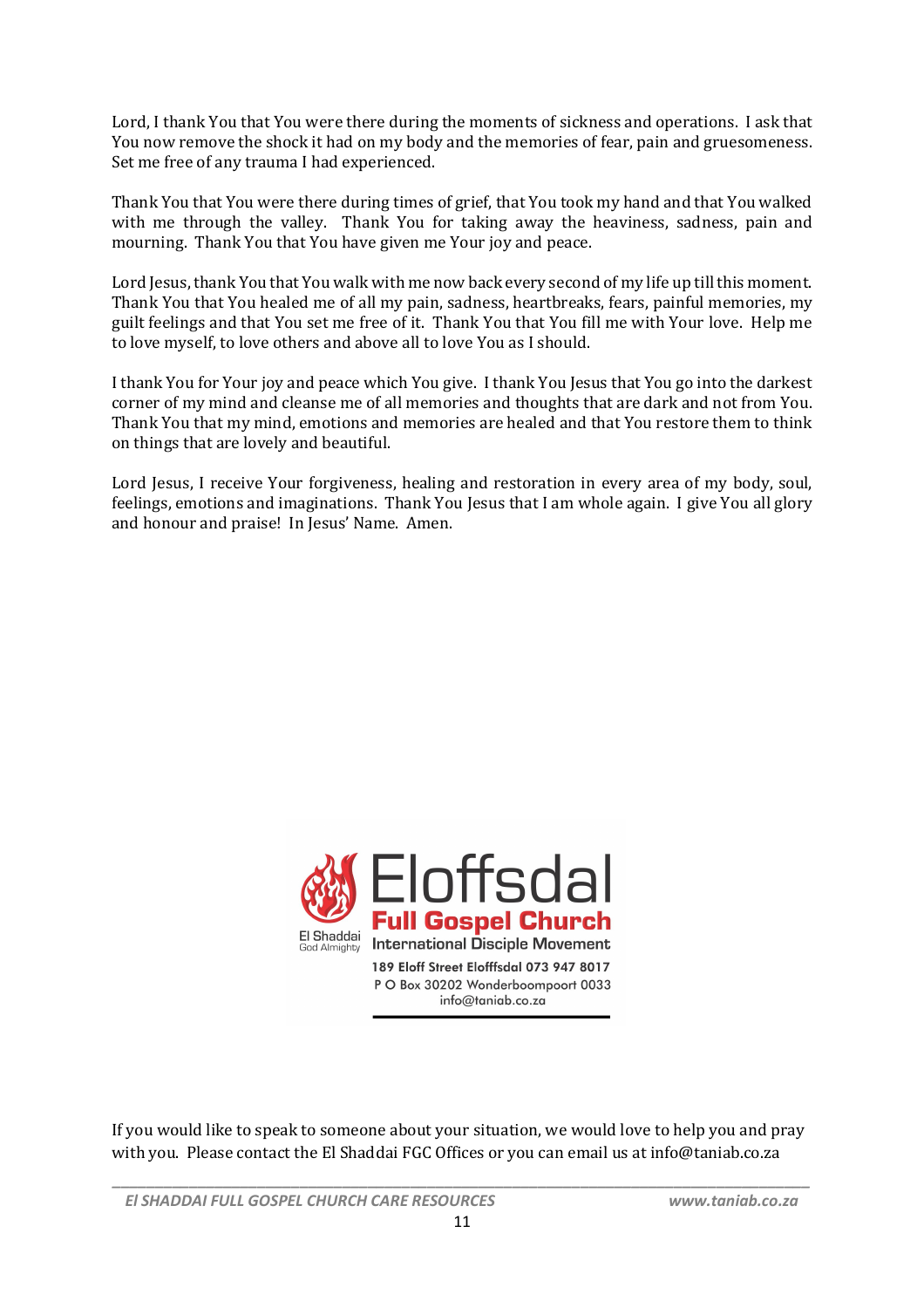Lord, I thank You that You were there during the moments of sickness and operations. I ask that You now remove the shock it had on my body and the memories of fear, pain and gruesomeness. Set me free of any trauma I had experienced.

Thank You that You were there during times of grief, that You took my hand and that You walked with me through the valley. Thank You for taking away the heaviness, sadness, pain and mourning. Thank You that You have given me Your joy and peace.

Lord Jesus, thank You that You walk with me now back every second of my life up till this moment. Thank You that You healed me of all my pain, sadness, heartbreaks, fears, painful memories, my guilt feelings and that You set me free of it. Thank You that You fill me with Your love. Help me to love myself, to love others and above all to love You as I should.

I thank You for Your joy and peace which You give. I thank You Jesus that You go into the darkest corner of my mind and cleanse me of all memories and thoughts that are dark and not from You. Thank You that my mind, emotions and memories are healed and that You restore them to think on things that are lovely and beautiful.

Lord Jesus, I receive Your forgiveness, healing and restoration in every area of my body, soul, feelings, emotions and imaginations. Thank You Jesus that I am whole again. I give You all glory and honour and praise! In Jesus' Name. Amen.

El Shaddai
God Almighty

Eloffsdal
**Full Gospel Church**
**International Disciple Movement**
**189 Eloff Street Elofffsdal 073 947 8017**
**P O Box 30202 Wonderboompoort 0033**
info@taniab.co.za

If you would like to speak to someone about your situation, we would love to help you and pray with you. Please contact the El Shaddai FGC Offices or you can email us at info@taniab.co.za